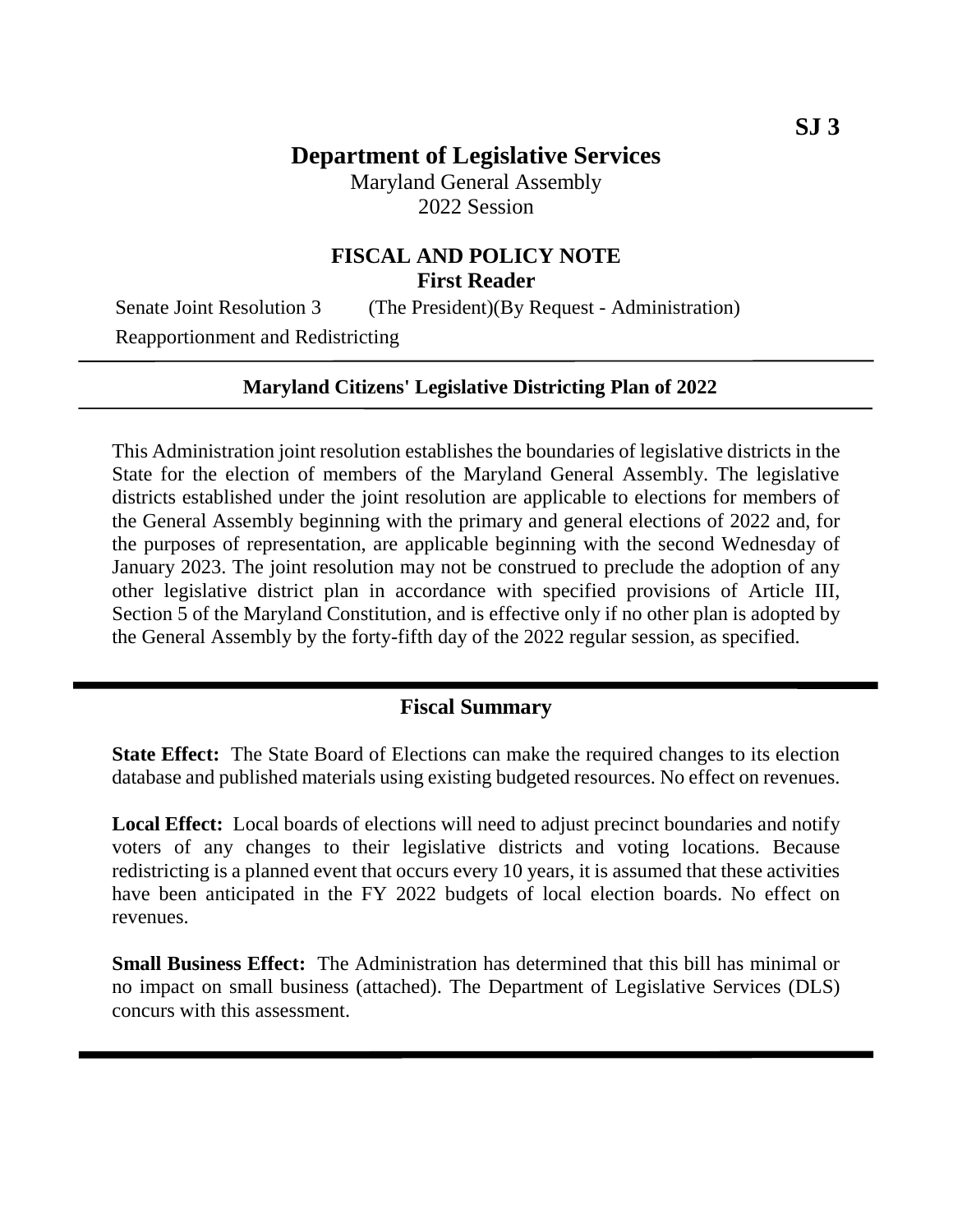SJ 3

# Department of Legislative Services

Maryland General Assembly
2022 Session

## FISCAL AND POLICY NOTE
**First Reader**

Senate Joint Resolution 3 (The President)(By Request - Administration)

Reapportionment and Redistricting

---

**Maryland Citizens' Legislative Districting Plan of 2022**

---

This Administration joint resolution establishes the boundaries of legislative districts in the State for the election of members of the Maryland General Assembly. The legislative districts established under the joint resolution are applicable to elections for members of the General Assembly beginning with the primary and general elections of 2022 and, for the purposes of representation, are applicable beginning with the second Wednesday of January 2023. The joint resolution may not be construed to preclude the adoption of any other legislative district plan in accordance with specified provisions of Article III, Section 5 of the Maryland Constitution, and is effective only if no other plan is adopted by the General Assembly by the forty-fifth day of the 2022 regular session, as specified.

---

### Fiscal Summary

**State Effect:** The State Board of Elections can make the required changes to its election database and published materials using existing budgeted resources. No effect on revenues.

**Local Effect:** Local boards of elections will need to adjust precinct boundaries and notify voters of any changes to their legislative districts and voting locations. Because redistricting is a planned event that occurs every 10 years, it is assumed that these activities have been anticipated in the FY 2022 budgets of local election boards. No effect on revenues.

**Small Business Effect:** The Administration has determined that this bill has minimal or no impact on small business (attached). The Department of Legislative Services (DLS) concurs with this assessment.

---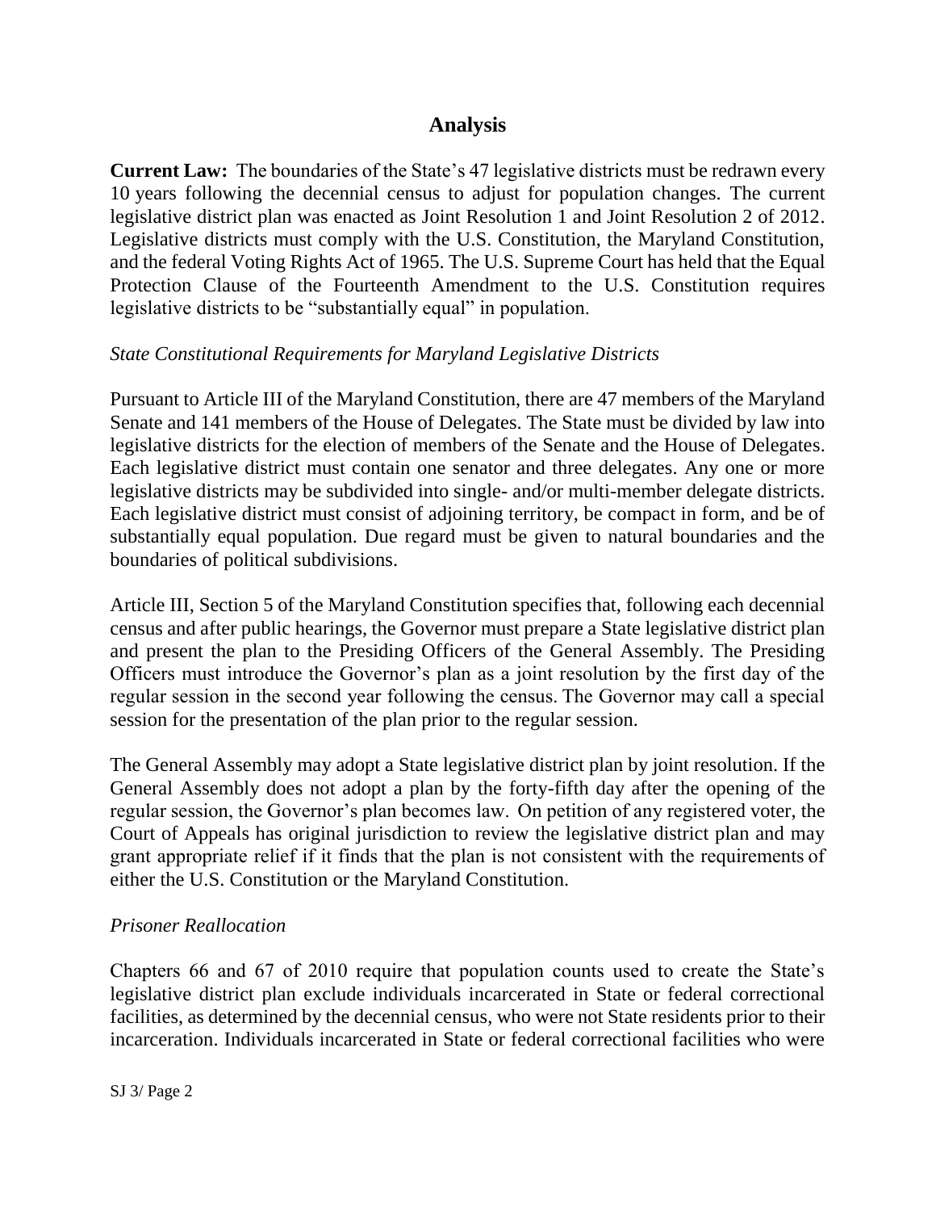## Analysis

**Current Law:** The boundaries of the State's 47 legislative districts must be redrawn every 10 years following the decennial census to adjust for population changes. The current legislative district plan was enacted as Joint Resolution 1 and Joint Resolution 2 of 2012. Legislative districts must comply with the U.S. Constitution, the Maryland Constitution, and the federal Voting Rights Act of 1965. The U.S. Supreme Court has held that the Equal Protection Clause of the Fourteenth Amendment to the U.S. Constitution requires legislative districts to be "substantially equal" in population.

*State Constitutional Requirements for Maryland Legislative Districts*

Pursuant to Article III of the Maryland Constitution, there are 47 members of the Maryland Senate and 141 members of the House of Delegates. The State must be divided by law into legislative districts for the election of members of the Senate and the House of Delegates. Each legislative district must contain one senator and three delegates. Any one or more legislative districts may be subdivided into single- and/or multi-member delegate districts. Each legislative district must consist of adjoining territory, be compact in form, and be of substantially equal population. Due regard must be given to natural boundaries and the boundaries of political subdivisions.

Article III, Section 5 of the Maryland Constitution specifies that, following each decennial census and after public hearings, the Governor must prepare a State legislative district plan and present the plan to the Presiding Officers of the General Assembly. The Presiding Officers must introduce the Governor's plan as a joint resolution by the first day of the regular session in the second year following the census. The Governor may call a special session for the presentation of the plan prior to the regular session.

The General Assembly may adopt a State legislative district plan by joint resolution. If the General Assembly does not adopt a plan by the forty-fifth day after the opening of the regular session, the Governor's plan becomes law. On petition of any registered voter, the Court of Appeals has original jurisdiction to review the legislative district plan and may grant appropriate relief if it finds that the plan is not consistent with the requirements of either the U.S. Constitution or the Maryland Constitution.

*Prisoner Reallocation*

Chapters 66 and 67 of 2010 require that population counts used to create the State's legislative district plan exclude individuals incarcerated in State or federal correctional facilities, as determined by the decennial census, who were not State residents prior to their incarceration. Individuals incarcerated in State or federal correctional facilities who were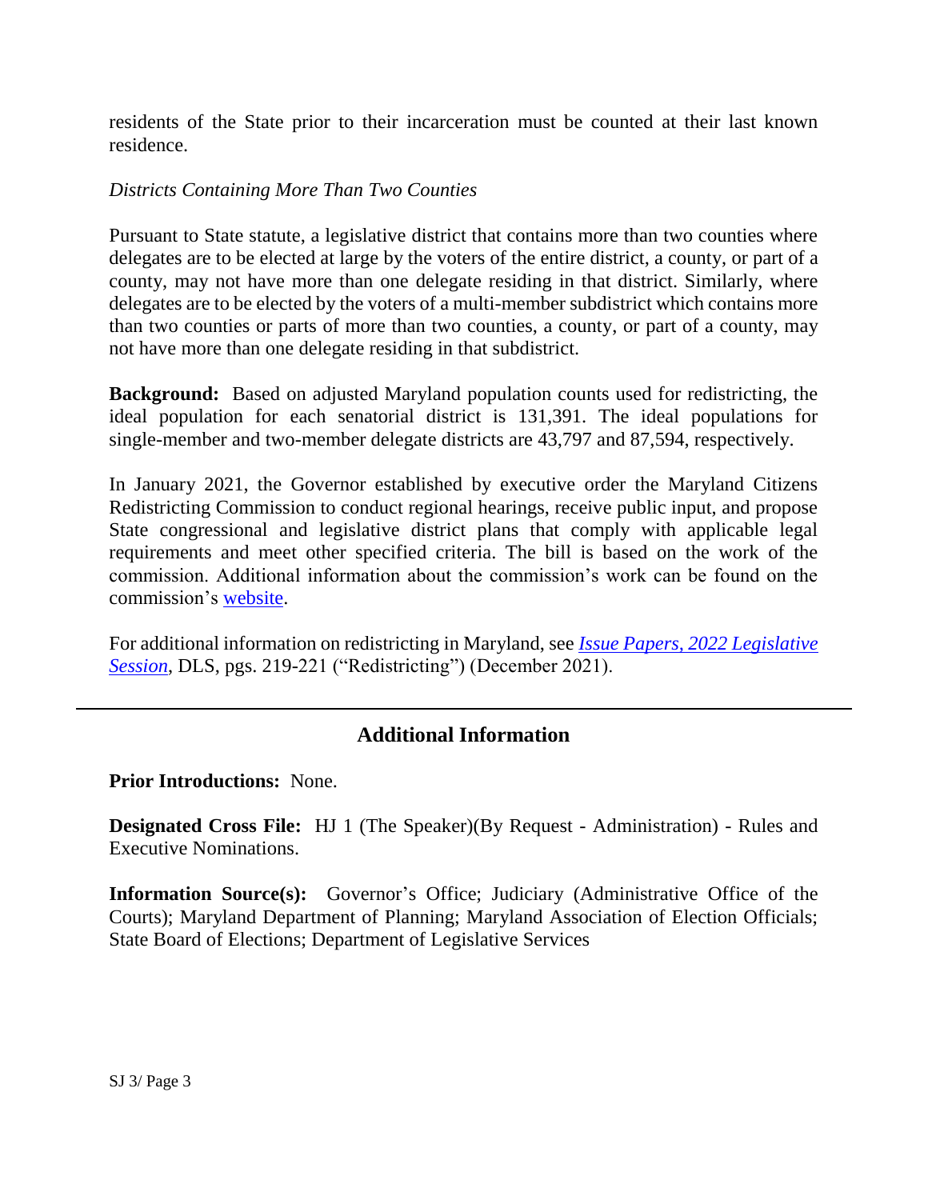residents of the State prior to their incarceration must be counted at their last known residence.

*Districts Containing More Than Two Counties*

Pursuant to State statute, a legislative district that contains more than two counties where delegates are to be elected at large by the voters of the entire district, a county, or part of a county, may not have more than one delegate residing in that district. Similarly, where delegates are to be elected by the voters of a multi-member subdistrict which contains more than two counties or parts of more than two counties, a county, or part of a county, may not have more than one delegate residing in that subdistrict.

**Background:** Based on adjusted Maryland population counts used for redistricting, the ideal population for each senatorial district is 131,391. The ideal populations for single-member and two-member delegate districts are 43,797 and 87,594, respectively.

In January 2021, the Governor established by executive order the Maryland Citizens Redistricting Commission to conduct regional hearings, receive public input, and propose State congressional and legislative district plans that comply with applicable legal requirements and meet other specified criteria. The bill is based on the work of the commission. Additional information about the commission's work can be found on the commission's website.

For additional information on redistricting in Maryland, see *Issue Papers, 2022 Legislative Session*, DLS, pgs. 219-221 ("Redistricting") (December 2021).

## Additional Information

**Prior Introductions:** None.

**Designated Cross File:** HJ 1 (The Speaker)(By Request - Administration) - Rules and Executive Nominations.

**Information Source(s):** Governor's Office; Judiciary (Administrative Office of the Courts); Maryland Department of Planning; Maryland Association of Election Officials; State Board of Elections; Department of Legislative Services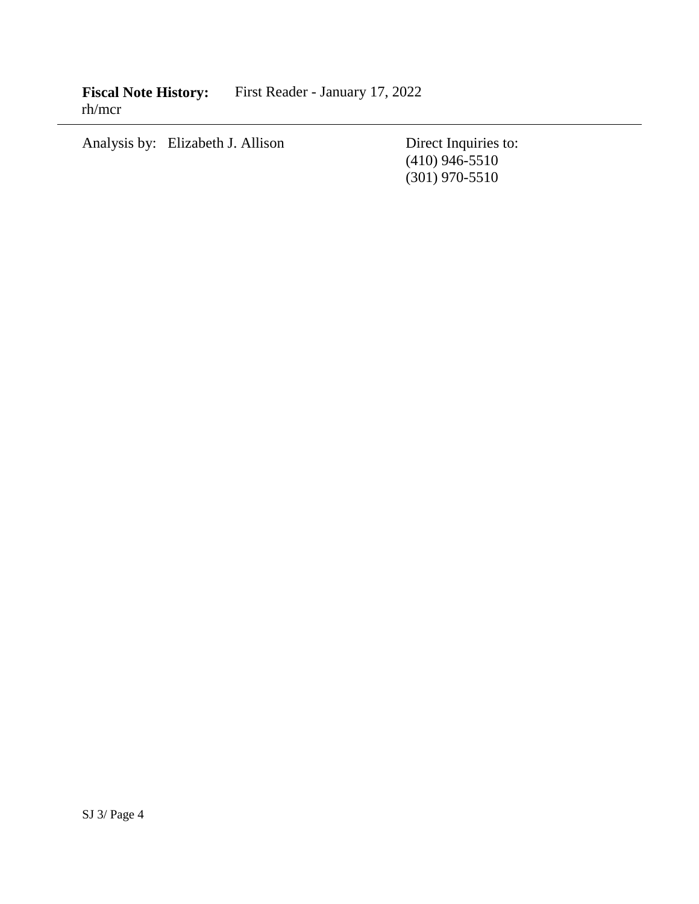**Fiscal Note History:** First Reader - January 17, 2022
rh/mcr

---

Analysis by: Elizabeth J. Allison

Direct Inquiries to:
(410) 946-5510
(301) 970-5510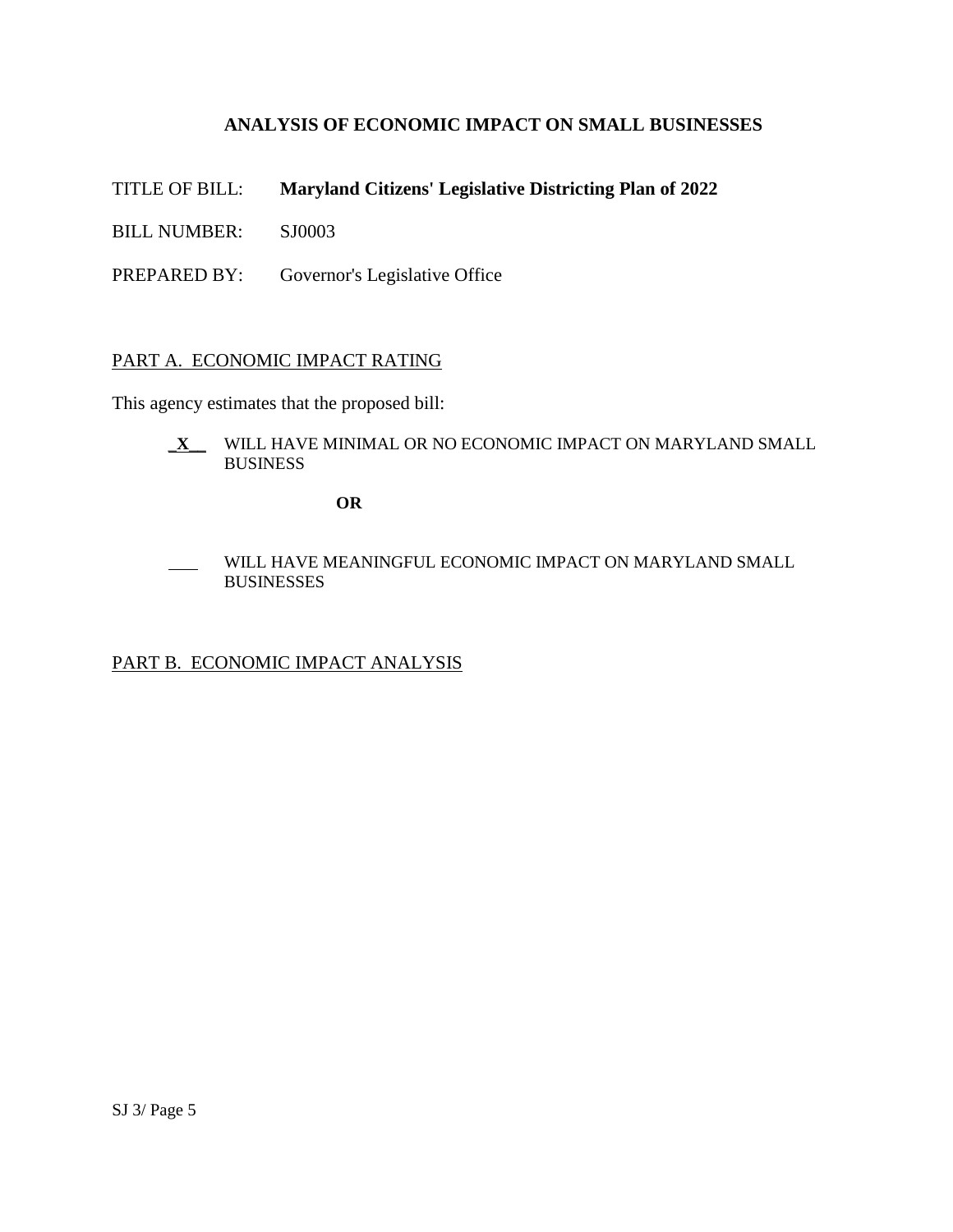## ANALYSIS OF ECONOMIC IMPACT ON SMALL BUSINESSES

TITLE OF BILL: **Maryland Citizens' Legislative Districting Plan of 2022**

BILL NUMBER: SJ0003

PREPARED BY: Governor's Legislative Office

PART A. ECONOMIC IMPACT RATING

This agency estimates that the proposed bill:

**_X__** WILL HAVE MINIMAL OR NO ECONOMIC IMPACT ON MARYLAND SMALL BUSINESS

**OR**

___ WILL HAVE MEANINGFUL ECONOMIC IMPACT ON MARYLAND SMALL BUSINESSES

PART B. ECONOMIC IMPACT ANALYSIS